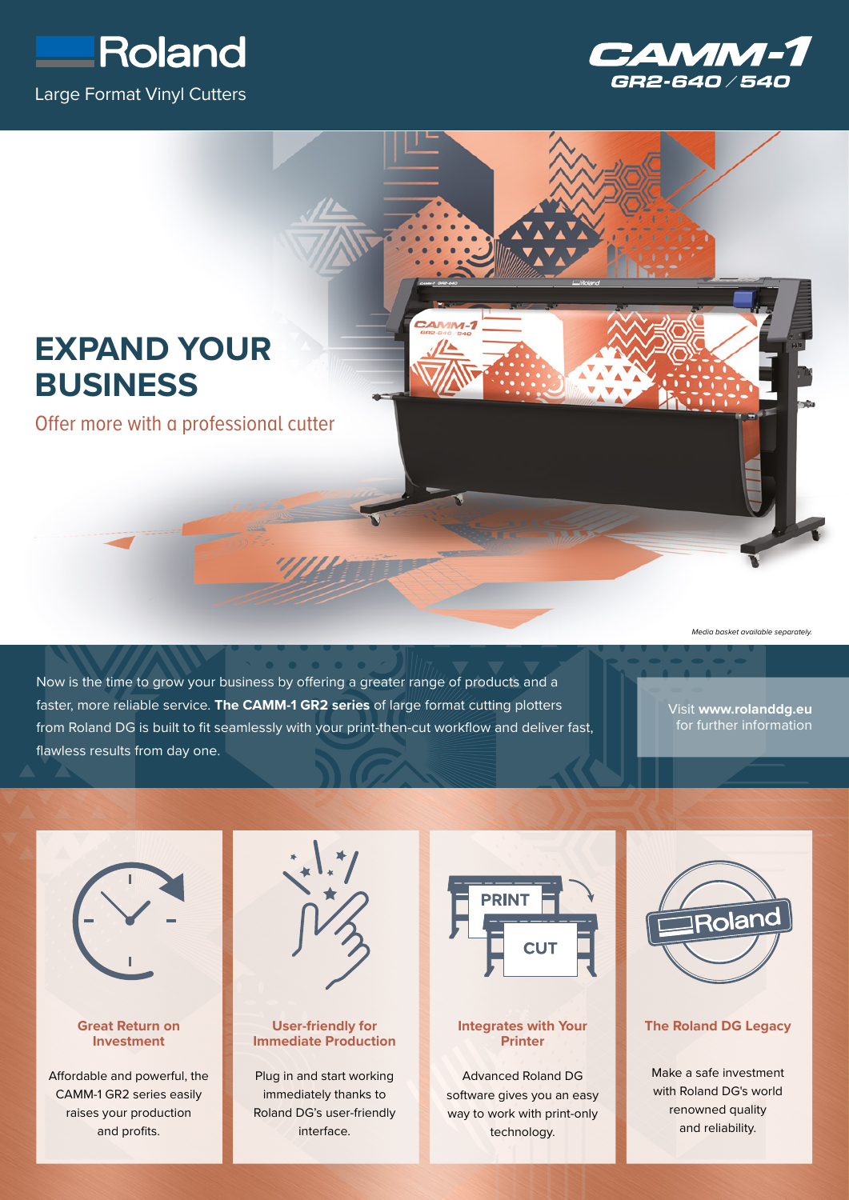Roland

Large Format Vinyl Cutters

CAMM-1 GR2-640 / 540

# EXPAND YOUR BUSINESS

## Offer more with a professional cutter

*Media basket available separately.*

Now is the time to grow your business by offering a greater range of products and a faster, more reliable service. **The CAMM-1 GR2 series** of large format cutting plotters from Roland DG is built to fit seamlessly with your print-then-cut workflow and deliver fast, flawless results from day one.

Visit **www.rolanddg.eu** for further information

### Great Return on Investment

Affordable and powerful, the CAMM-1 GR2 series easily raises your production and profits.

### User-friendly for Immediate Production

Plug in and start working immediately thanks to Roland DG's user-friendly interface.

### Integrates with Your Printer

Advanced Roland DG software gives you an easy way to work with print-only technology.

### The Roland DG Legacy

Make a safe investment with Roland DG's world renowned quality and reliability.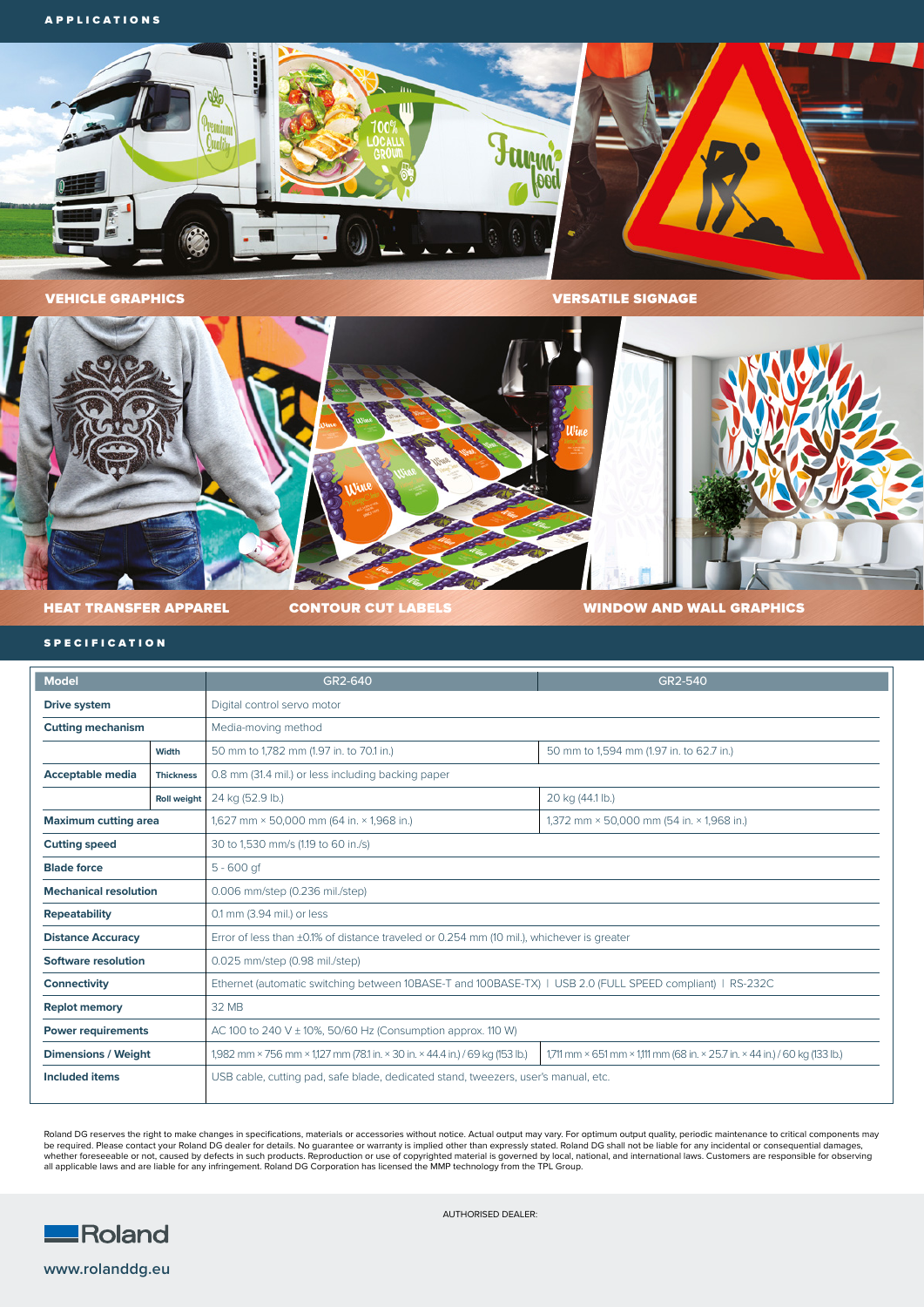## APPLICATIONS

VEHICLE GRAPHICS

VERSATILE SIGNAGE

HEAT TRANSFER APPAREL

CONTOUR CUT LABELS

WINDOW AND WALL GRAPHICS

## SPECIFICATION

| Model | | GR2-640 | GR2-540 |
|---|---|---|---|
| **Drive system** | | Digital control servo motor | |
| **Cutting mechanism** | | Media-moving method | |
| **Acceptable media** | **Width** | 50 mm to 1,782 mm (1.97 in. to 70.1 in.) | 50 mm to 1,594 mm (1.97 in. to 62.7 in.) |
| | **Thickness** | 0.8 mm (31.4 mil.) or less including backing paper | |
| | **Roll weight** | 24 kg (52.9 lb.) | 20 kg (44.1 lb.) |
| **Maximum cutting area** | | 1,627 mm × 50,000 mm (64 in. × 1,968 in.) | 1,372 mm × 50,000 mm (54 in. × 1,968 in.) |
| **Cutting speed** | | 30 to 1,530 mm/s (1.19 to 60 in./s) | |
| **Blade force** | | 5 - 600 gf | |
| **Mechanical resolution** | | 0.006 mm/step (0.236 mil./step) | |
| **Repeatability** | | 0.1 mm (3.94 mil.) or less | |
| **Distance Accuracy** | | Error of less than ±0.1% of distance traveled or 0.254 mm (10 mil.), whichever is greater | |
| **Software resolution** | | 0.025 mm/step (0.98 mil./step) | |
| **Connectivity** | | Ethernet (automatic switching between 10BASE-T and 100BASE-TX) \| USB 2.0 (FULL SPEED compliant) \| RS-232C | |
| **Replot memory** | | 32 MB | |
| **Power requirements** | | AC 100 to 240 V ± 10%, 50/60 Hz (Consumption approx. 110 W) | |
| **Dimensions / Weight** | | 1,982 mm × 756 mm × 1,127 mm (78.1 in. × 30 in. × 44.4 in.) / 69 kg (153 lb.) | 1,711 mm × 651 mm × 1,111 mm (68 in. × 25.7 in. × 44 in.) / 60 kg (133 lb.) |
| **Included items** | | USB cable, cutting pad, safe blade, dedicated stand, tweezers, user's manual, etc. | |

Roland DG reserves the right to make changes in specifications, materials or accessories without notice. Actual output may vary. For optimum output quality, periodic maintenance to critical components may be required. Please contact your Roland DG dealer for details. No guarantee or warranty is implied other than expressly stated. Roland DG shall not be liable for any incidental or consequential damages, whether foreseeable or not, caused by defects in such products. Reproduction or use of copyrighted material is governed by local, national, and international laws. Customers are responsible for observing all applicable laws and are liable for any infringement. Roland DG Corporation has licensed the MMP technology from the TPL Group.

AUTHORISED DEALER:

Roland

www.rolanddg.eu